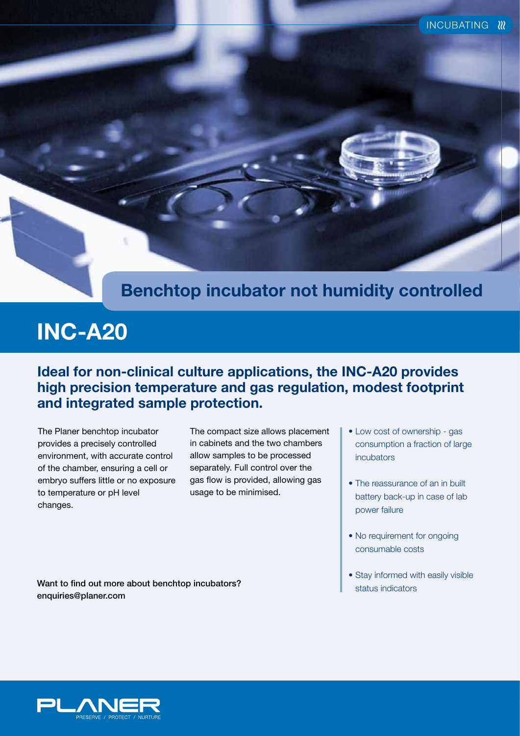## Benchtop incubator not humidity controlled

# INC-A20

### Ideal for non-clinical culture applications, the INC-A20 provides high precision temperature and gas regulation, modest footprint and integrated sample protection.

The Planer benchtop incubator provides a precisely controlled environment, with accurate control of the chamber, ensuring a cell or embryo suffers little or no exposure to temperature or pH level changes.

The compact size allows placement in cabinets and the two chambers allow samples to be processed separately. Full control over the gas flow is provided, allowing gas usage to be minimised.

- Low cost of ownership - gas consumption a fraction of large incubators
- The reassurance of an in built battery back-up in case of lab power failure
- No requirement for ongoing consumable costs
- Stay informed with easily visible status indicators

**Want to find out more about benchtop incubators?**
**enquiries@planer.com**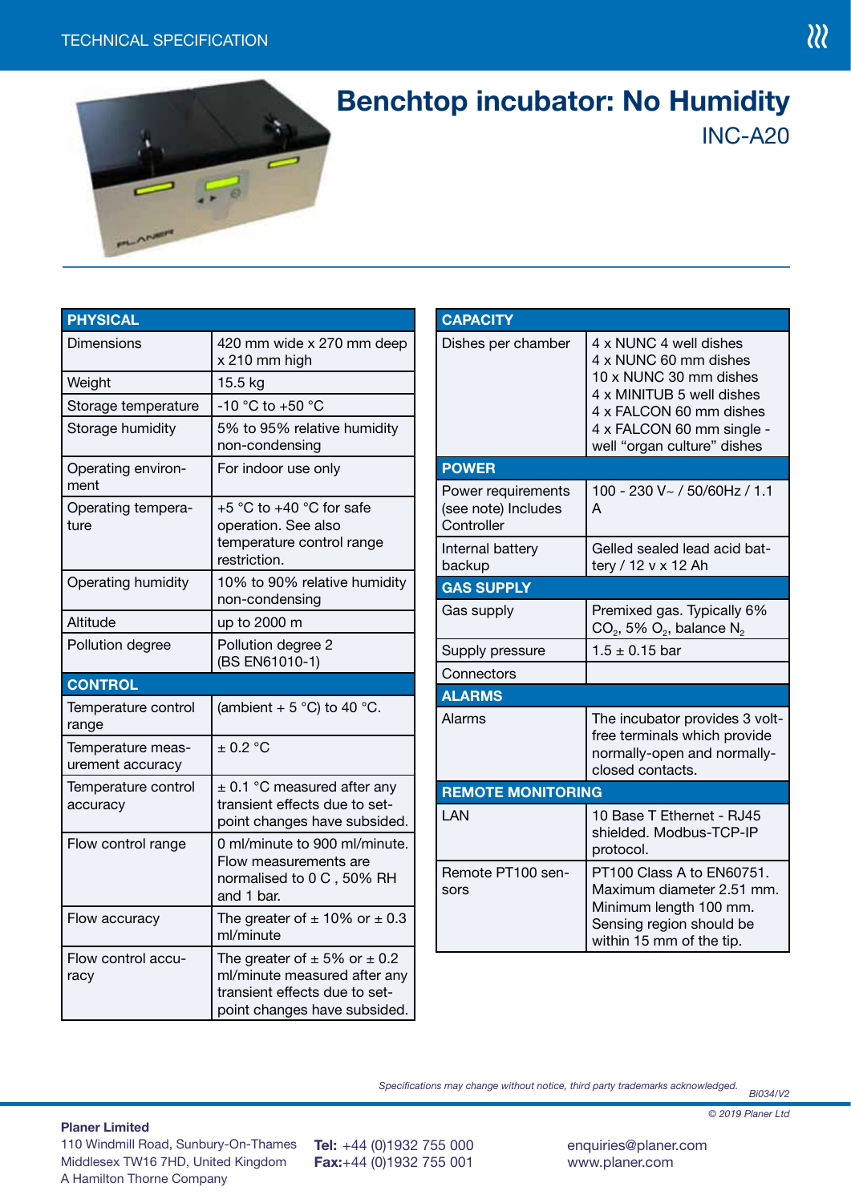# Benchtop incubator: No Humidity

## INC-A20

| PHYSICAL | |
|---|---|
| Dimensions | 420 mm wide x 270 mm deep x 210 mm high |
| Weight | 15.5 kg |
| Storage temperature | -10 °C to +50 °C |
| Storage humidity | 5% to 95% relative humidity non-condensing |
| Operating environment | For indoor use only |
| Operating temperature | +5 °C to +40 °C for safe operation. See also temperature control range restriction. |
| Operating humidity | 10% to 90% relative humidity non-condensing |
| Altitude | up to 2000 m |
| Pollution degree | Pollution degree 2 (BS EN61010-1) |
| **CONTROL** | |
| Temperature control range | (ambient + 5 °C) to 40 °C. |
| Temperature measurement accuracy | ± 0.2 °C |
| Temperature control accuracy | ± 0.1 °C measured after any transient effects due to set-point changes have subsided. |
| Flow control range | 0 ml/minute to 900 ml/minute. Flow measurements are normalised to 0 C , 50% RH and 1 bar. |
| Flow accuracy | The greater of ± 10% or ± 0.3 ml/minute |
| Flow control accuracy | The greater of ± 5% or ± 0.2 ml/minute measured after any transient effects due to set-point changes have subsided. |

| CAPACITY | |
|---|---|
| Dishes per chamber | 4 x NUNC 4 well dishes<br>4 x NUNC 60 mm dishes<br>10 x NUNC 30 mm dishes<br>4 x MINITUB 5 well dishes<br>4 x FALCON 60 mm dishes<br>4 x FALCON 60 mm single - well “organ culture” dishes |
| **POWER** | |
| Power requirements (see note) Includes Controller | 100 - 230 V~ / 50/60Hz / 1.1 A |
| Internal battery backup | Gelled sealed lead acid battery / 12 v x 12 Ah |
| **GAS SUPPLY** | |
| Gas supply | Premixed gas. Typically 6% $CO_2$, 5% $O_2$, balance $N_2$ |
| Supply pressure | 1.5 ± 0.15 bar |
| Connectors | |
| **ALARMS** | |
| Alarms | The incubator provides 3 volt-free terminals which provide normally-open and normally-closed contacts. |
| **REMOTE MONITORING** | |
| LAN | 10 Base T Ethernet - RJ45 shielded. Modbus-TCP-IP protocol. |
| Remote PT100 sensors | PT100 Class A to EN60751. Maximum diameter 2.51 mm. Minimum length 100 mm. Sensing region should be within 15 mm of the tip. |

*Specifications may change without notice, third party trademarks acknowledged.* *BI034/V2*

*© 2019 Planer Ltd*

**Planer Limited**
110 Windmill Road, Sunbury-On-Thames
Middlesex TW16 7HD, United Kingdom
A Hamilton Thorne Company

**Tel:** +44 (0)1932 755 000
**Fax:**+44 (0)1932 755 001

enquiries@planer.com
www.planer.com